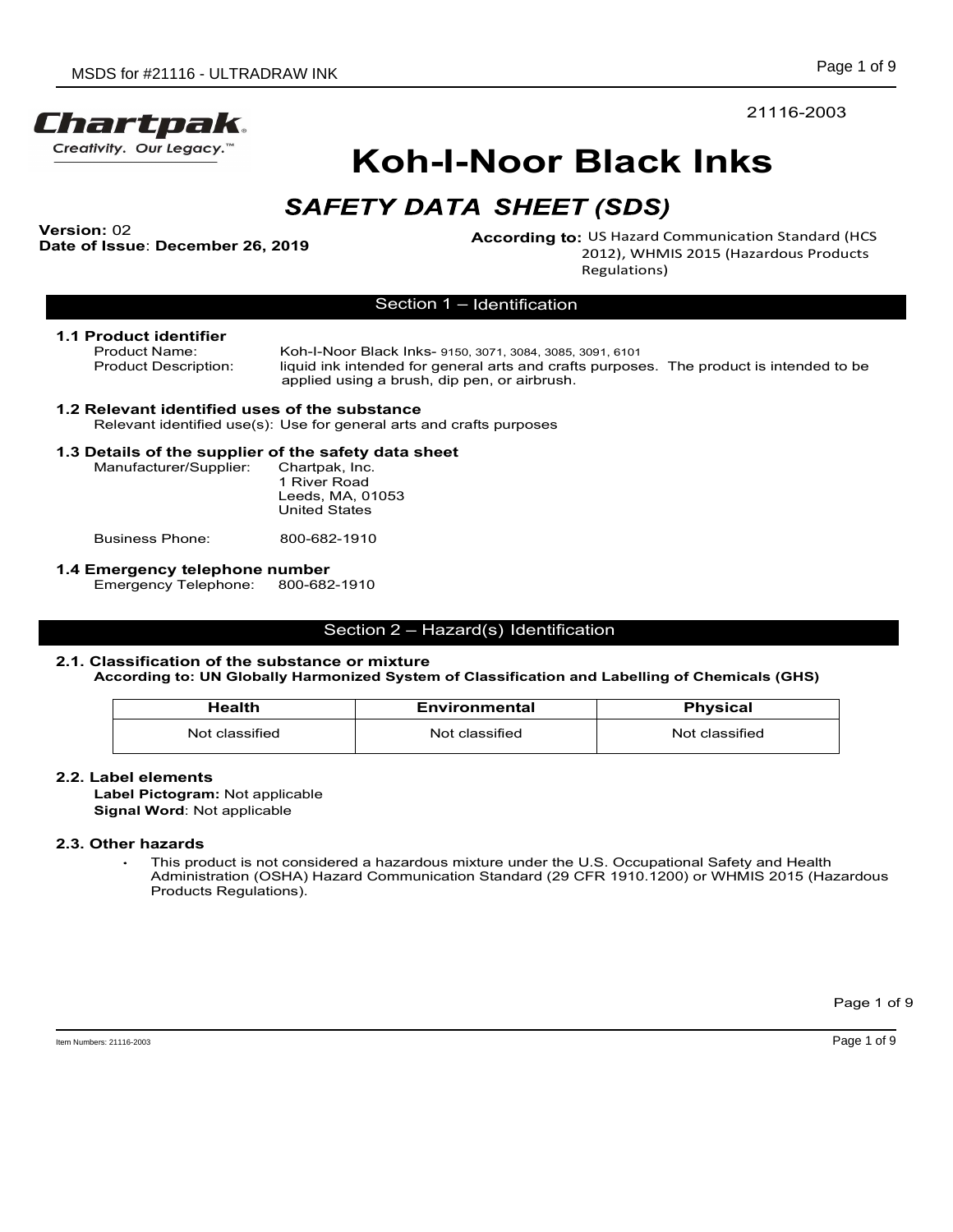21116-2003

**Chartpak**
Creativity. Our Legacy.™

# Koh-I-Noor Black Inks

## *SAFETY DATA SHEET (SDS)*

**Version:** 02
**Date of Issue**: **December 26, 2019**

**According to:** US Hazard Communication Standard (HCS 2012), WHMIS 2015 (Hazardous Products Regulations)

## Section 1 – Identification

### 1.1 Product identifier

Product Name: Koh-I-Noor Black Inks- 9150, 3071, 3084, 3085, 3091, 6101

Product Description: liquid ink intended for general arts and crafts purposes. The product is intended to be applied using a brush, dip pen, or airbrush.

### 1.2 Relevant identified uses of the substance

Relevant identified use(s): Use for general arts and crafts purposes

### 1.3 Details of the supplier of the safety data sheet

Manufacturer/Supplier: Chartpak, Inc.
1 River Road
Leeds, MA, 01053
United States

Business Phone: 800-682-1910

### 1.4 Emergency telephone number

Emergency Telephone: 800-682-1910

## Section 2 – Hazard(s) Identification

### 2.1. Classification of the substance or mixture

**According to: UN Globally Harmonized System of Classification and Labelling of Chemicals (GHS)**

| Health | Environmental | Physical |
|---|---|---|
| Not classified | Not classified | Not classified |

### 2.2. Label elements

**Label Pictogram:** Not applicable
**Signal Word**: Not applicable

### 2.3. Other hazards

- This product is not considered a hazardous mixture under the U.S. Occupational Safety and Health Administration (OSHA) Hazard Communication Standard (29 CFR 1910.1200) or WHMIS 2015 (Hazardous Products Regulations).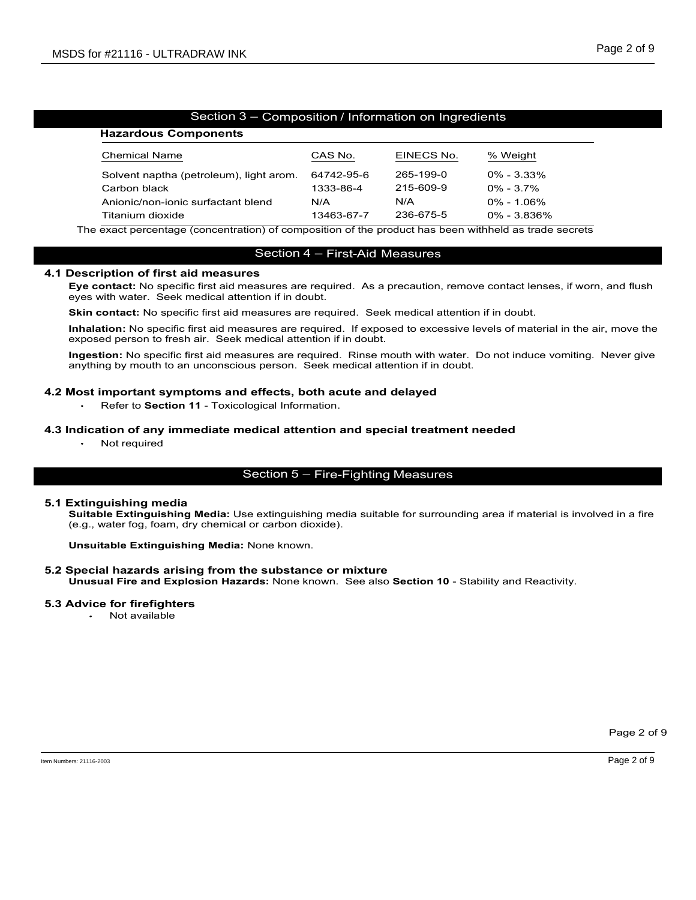## Section 3 – Composition / Information on Ingredients

### Hazardous Components

| Chemical Name | CAS No. | EINECS No. | % Weight |
|---|---|---|---|
| Solvent naptha (petroleum), light arom. | 64742-95-6 | 265-199-0 | 0% - 3.33% |
| Carbon black | 1333-86-4 | 215-609-9 | 0% - 3.7% |
| Anionic/non-ionic surfactant blend | N/A | N/A | 0% - 1.06% |
| Titanium dioxide | 13463-67-7 | 236-675-5 | 0% - 3.836% |

The exact percentage (concentration) of composition of the product has been withheld as trade secrets

## Section 4 – First-Aid Measures

### 4.1 Description of first aid measures

**Eye contact:** No specific first aid measures are required. As a precaution, remove contact lenses, if worn, and flush eyes with water. Seek medical attention if in doubt.

**Skin contact:** No specific first aid measures are required. Seek medical attention if in doubt.

**Inhalation:** No specific first aid measures are required. If exposed to excessive levels of material in the air, move the exposed person to fresh air. Seek medical attention if in doubt.

**Ingestion:** No specific first aid measures are required. Rinse mouth with water. Do not induce vomiting. Never give anything by mouth to an unconscious person. Seek medical attention if in doubt.

### 4.2 Most important symptoms and effects, both acute and delayed

- Refer to **Section 11** - Toxicological Information.

### 4.3 Indication of any immediate medical attention and special treatment needed

- Not required

## Section 5 – Fire-Fighting Measures

### 5.1 Extinguishing media

**Suitable Extinguishing Media:** Use extinguishing media suitable for surrounding area if material is involved in a fire (e.g., water fog, foam, dry chemical or carbon dioxide).

**Unsuitable Extinguishing Media:** None known.

### 5.2 Special hazards arising from the substance or mixture

**Unusual Fire and Explosion Hazards:** None known. See also **Section 10** - Stability and Reactivity.

### 5.3 Advice for firefighters

- Not available

Item Numbers: 21116-2003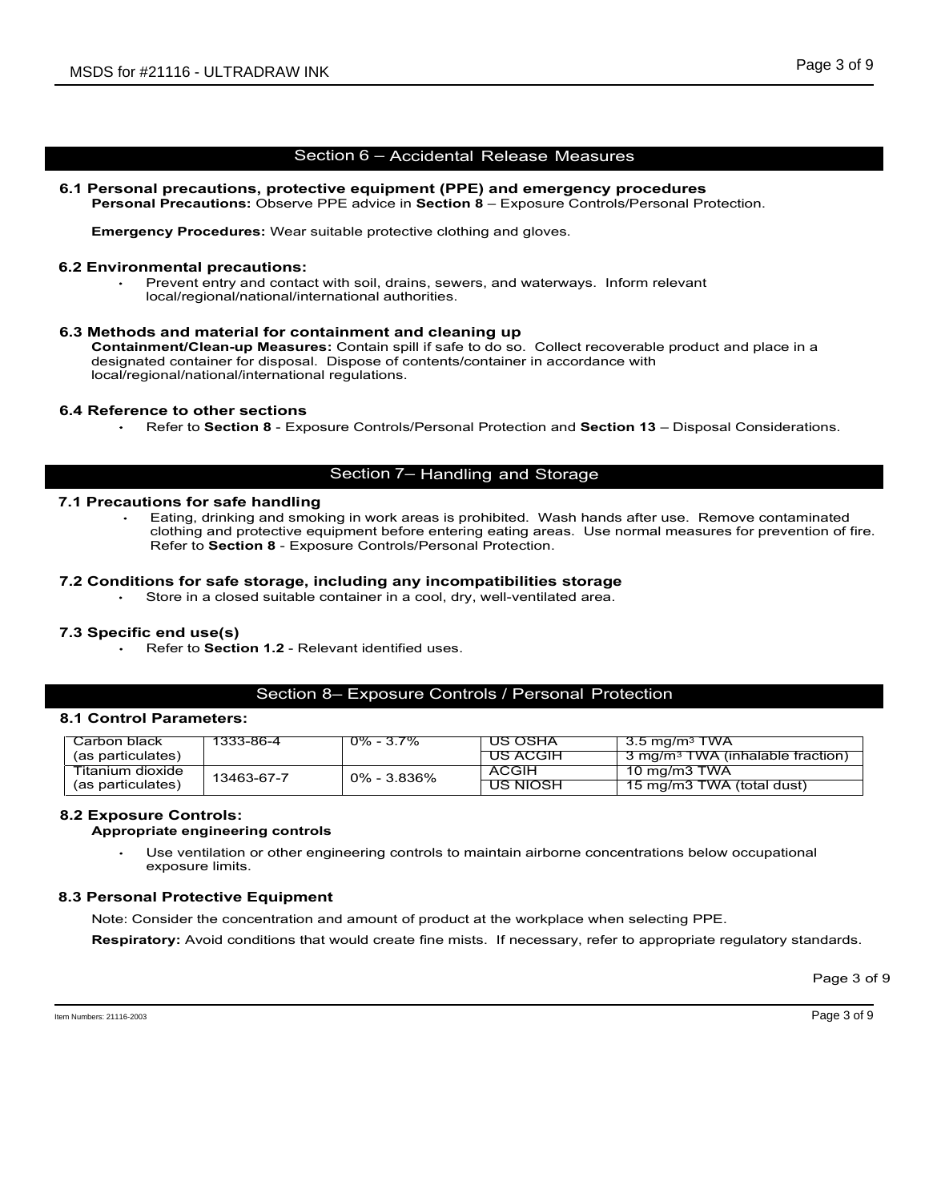## Section 6 – Accidental Release Measures

### 6.1 Personal precautions, protective equipment (PPE) and emergency procedures

**Personal Precautions:** Observe PPE advice in **Section 8** – Exposure Controls/Personal Protection.

**Emergency Procedures:** Wear suitable protective clothing and gloves.

### 6.2 Environmental precautions:

- Prevent entry and contact with soil, drains, sewers, and waterways. Inform relevant local/regional/national/international authorities.

### 6.3 Methods and material for containment and cleaning up

**Containment/Clean-up Measures:** Contain spill if safe to do so. Collect recoverable product and place in a designated container for disposal. Dispose of contents/container in accordance with local/regional/national/international regulations.

### 6.4 Reference to other sections

- Refer to **Section 8** - Exposure Controls/Personal Protection and **Section 13** – Disposal Considerations.

## Section 7– Handling and Storage

### 7.1 Precautions for safe handling

- Eating, drinking and smoking in work areas is prohibited. Wash hands after use. Remove contaminated clothing and protective equipment before entering eating areas. Use normal measures for prevention of fire. Refer to **Section 8** - Exposure Controls/Personal Protection.

### 7.2 Conditions for safe storage, including any incompatibilities storage

- Store in a closed suitable container in a cool, dry, well-ventilated area.

### 7.3 Specific end use(s)

- Refer to **Section 1.2** - Relevant identified uses.

## Section 8– Exposure Controls / Personal Protection

### 8.1 Control Parameters:

| | | | | |
|---|---|---|---|---|
| Carbon black (as particulates) | 1333-86-4 | 0% - 3.7% | US OSHA | 3.5 mg/m³ TWA |
| | | | US ACGIH | 3 mg/m³ TWA (inhalable fraction) |
| Titanium dioxide (as particulates) | 13463-67-7 | 0% - 3.836% | ACGIH | 10 mg/m3 TWA |
| | | | US NIOSH | 15 mg/m3 TWA (total dust) |

### 8.2 Exposure Controls:

**Appropriate engineering controls**

- Use ventilation or other engineering controls to maintain airborne concentrations below occupational exposure limits.

### 8.3 Personal Protective Equipment

Note: Consider the concentration and amount of product at the workplace when selecting PPE.

**Respiratory:** Avoid conditions that would create fine mists. If necessary, refer to appropriate regulatory standards.

Item Numbers: 21116-2003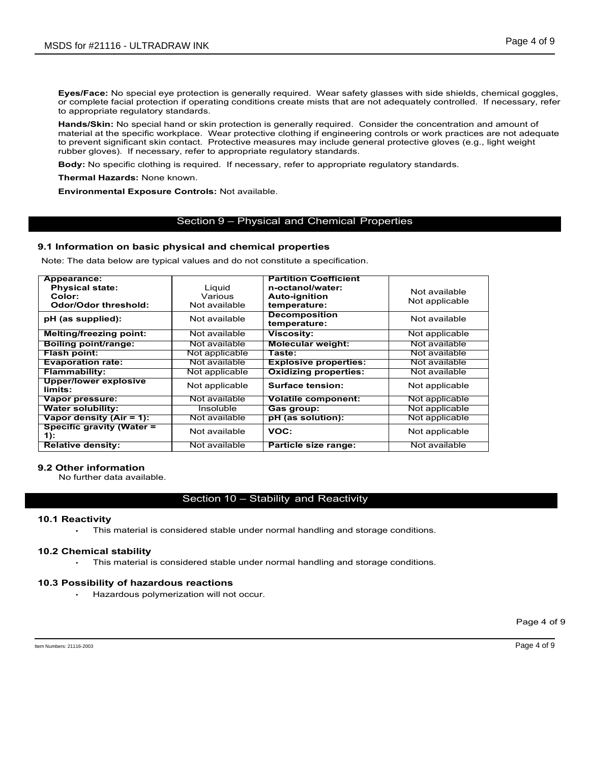**Eyes/Face:** No special eye protection is generally required. Wear safety glasses with side shields, chemical goggles, or complete facial protection if operating conditions create mists that are not adequately controlled. If necessary, refer to appropriate regulatory standards.

**Hands/Skin:** No special hand or skin protection is generally required. Consider the concentration and amount of material at the specific workplace. Wear protective clothing if engineering controls or work practices are not adequate to prevent significant skin contact. Protective measures may include general protective gloves (e.g., light weight rubber gloves). If necessary, refer to appropriate regulatory standards.

**Body:** No specific clothing is required. If necessary, refer to appropriate regulatory standards.

**Thermal Hazards:** None known.

**Environmental Exposure Controls:** Not available.

## Section 9 – Physical and Chemical Properties

### 9.1 Information on basic physical and chemical properties

Note: The data below are typical values and do not constitute a specification.

| Property | Value | Property | Value |
|---|---|---|---|
| **Appearance:** | | **Partition Coefficient n-octanol/water:** | Not available |
| **Physical state:** | Liquid | **Auto-ignition temperature:** | Not applicable |
| **Color:** | Various | | |
| **Odor/Odor threshold:** | Not available | | |
| **pH (as supplied):** | Not available | **Decomposition temperature:** | Not available |
| **Melting/freezing point:** | Not available | **Viscosity:** | Not applicable |
| **Boiling point/range:** | Not available | **Molecular weight:** | Not available |
| **Flash point:** | Not applicable | **Taste:** | Not available |
| **Evaporation rate:** | Not available | **Explosive properties:** | Not available |
| **Flammability:** | Not applicable | **Oxidizing properties:** | Not available |
| **Upper/lower explosive limits:** | Not applicable | **Surface tension:** | Not applicable |
| **Vapor pressure:** | Not available | **Volatile component:** | Not applicable |
| **Water solubility:** | Insoluble | **Gas group:** | Not applicable |
| **Vapor density (Air = 1):** | Not available | **pH (as solution):** | Not applicable |
| **Specific gravity (Water = 1):** | Not available | **VOC:** | Not applicable |
| **Relative density:** | Not available | **Particle size range:** | Not available |

### 9.2 Other information

No further data available.

## Section 10 – Stability and Reactivity

### 10.1 Reactivity

- This material is considered stable under normal handling and storage conditions.

### 10.2 Chemical stability

- This material is considered stable under normal handling and storage conditions.

### 10.3 Possibility of hazardous reactions

- Hazardous polymerization will not occur.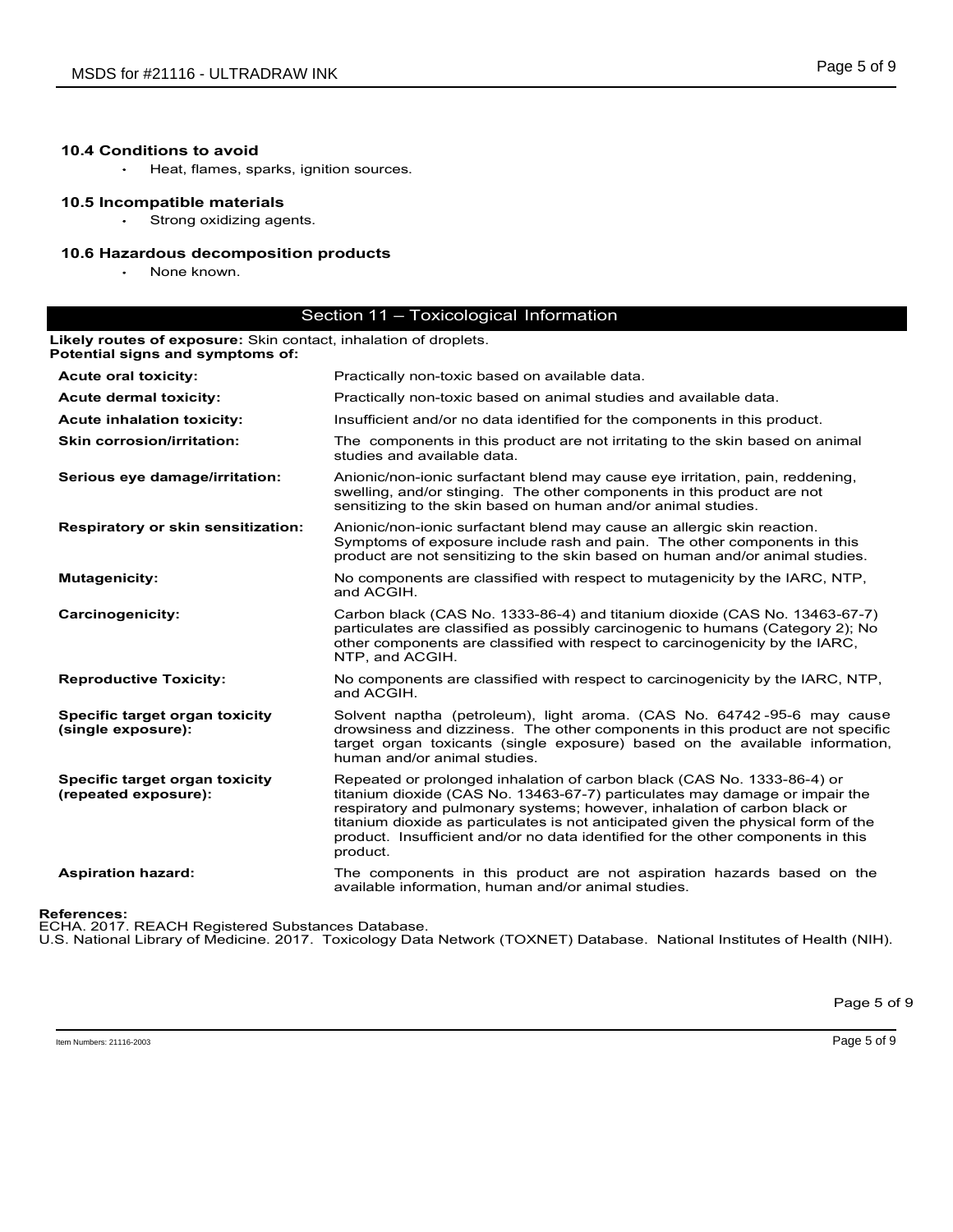### 10.4 Conditions to avoid

- Heat, flames, sparks, ignition sources.

### 10.5 Incompatible materials

- Strong oxidizing agents.

### 10.6 Hazardous decomposition products

- None known.

## Section 11 – Toxicological Information

**Likely routes of exposure:** Skin contact, inhalation of droplets.
**Potential signs and symptoms of:**

| | |
|---|---|
| **Acute oral toxicity:** | Practically non-toxic based on available data. |
| **Acute dermal toxicity:** | Practically non-toxic based on animal studies and available data. |
| **Acute inhalation toxicity:** | Insufficient and/or no data identified for the components in this product. |
| **Skin corrosion/irritation:** | The components in this product are not irritating to the skin based on animal studies and available data. |
| **Serious eye damage/irritation:** | Anionic/non-ionic surfactant blend may cause eye irritation, pain, reddening, swelling, and/or stinging. The other components in this product are not sensitizing to the skin based on human and/or animal studies. |
| **Respiratory or skin sensitization:** | Anionic/non-ionic surfactant blend may cause an allergic skin reaction. Symptoms of exposure include rash and pain. The other components in this product are not sensitizing to the skin based on human and/or animal studies. |
| **Mutagenicity:** | No components are classified with respect to mutagenicity by the IARC, NTP, and ACGIH. |
| **Carcinogenicity:** | Carbon black (CAS No. 1333-86-4) and titanium dioxide (CAS No. 13463-67-7) particulates are classified as possibly carcinogenic to humans (Category 2); No other components are classified with respect to carcinogenicity by the IARC, NTP, and ACGIH. |
| **Reproductive Toxicity:** | No components are classified with respect to carcinogenicity by the IARC, NTP, and ACGIH. |
| **Specific target organ toxicity (single exposure):** | Solvent naptha (petroleum), light aroma. (CAS No. 64742-95-6 may cause drowsiness and dizziness. The other components in this product are not specific target organ toxicants (single exposure) based on the available information, human and/or animal studies. |
| **Specific target organ toxicity (repeated exposure):** | Repeated or prolonged inhalation of carbon black (CAS No. 1333-86-4) or titanium dioxide (CAS No. 13463-67-7) particulates may damage or impair the respiratory and pulmonary systems; however, inhalation of carbon black or titanium dioxide as particulates is not anticipated given the physical form of the product. Insufficient and/or no data identified for the other components in this product. |
| **Aspiration hazard:** | The components in this product are not aspiration hazards based on the available information, human and/or animal studies. |

**References:**
ECHA. 2017. REACH Registered Substances Database.
U.S. National Library of Medicine. 2017. Toxicology Data Network (TOXNET) Database. National Institutes of Health (NIH).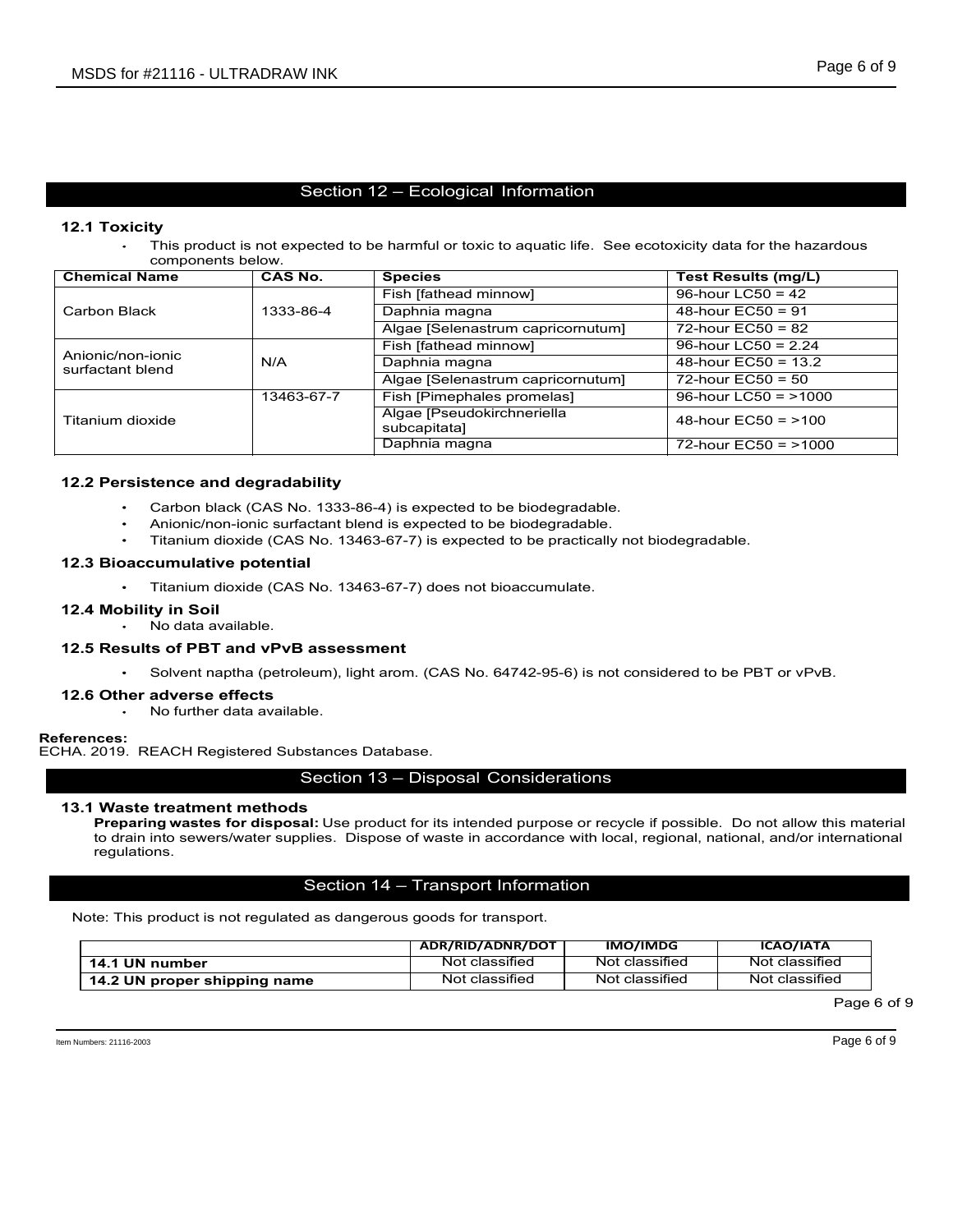## Section 12 – Ecological Information

### 12.1 Toxicity

- This product is not expected to be harmful or toxic to aquatic life. See ecotoxicity data for the hazardous components below.

| Chemical Name | CAS No. | Species | Test Results (mg/L) |
|---|---|---|---|
| Carbon Black | 1333-86-4 | Fish [fathead minnow] | 96-hour LC50 = 42 |
| | | Daphnia magna | 48-hour EC50 = 91 |
| | | Algae [Selenastrum capricornutum] | 72-hour EC50 = 82 |
| Anionic/non-ionic surfactant blend | N/A | Fish [fathead minnow] | 96-hour LC50 = 2.24 |
| | | Daphnia magna | 48-hour EC50 = 13.2 |
| | | Algae [Selenastrum capricornutum] | 72-hour EC50 = 50 |
| Titanium dioxide | 13463-67-7 | Fish [Pimephales promelas] | 96-hour LC50 = >1000 |
| | | Algae [Pseudokirchneriella subcapitata] | 48-hour EC50 = >100 |
| | | Daphnia magna | 72-hour EC50 = >1000 |

### 12.2 Persistence and degradability

- Carbon black (CAS No. 1333-86-4) is expected to be biodegradable.
- Anionic/non-ionic surfactant blend is expected to be biodegradable.
- Titanium dioxide (CAS No. 13463-67-7) is expected to be practically not biodegradable.

### 12.3 Bioaccumulative potential

- Titanium dioxide (CAS No. 13463-67-7) does not bioaccumulate.

### 12.4 Mobility in Soil

- No data available.

### 12.5 Results of PBT and vPvB assessment

- Solvent naptha (petroleum), light arom. (CAS No. 64742-95-6) is not considered to be PBT or vPvB.

### 12.6 Other adverse effects

- No further data available.

**References:**
ECHA. 2019. REACH Registered Substances Database.

## Section 13 – Disposal Considerations

### 13.1 Waste treatment methods

**Preparing wastes for disposal:** Use product for its intended purpose or recycle if possible. Do not allow this material to drain into sewers/water supplies. Dispose of waste in accordance with local, regional, national, and/or international regulations.

## Section 14 – Transport Information

Note: This product is not regulated as dangerous goods for transport.

| | ADR/RID/ADNR/DOT | IMO/IMDG | ICAO/IATA |
|---|---|---|---|
| **14.1 UN number** | Not classified | Not classified | Not classified |
| **14.2 UN proper shipping name** | Not classified | Not classified | Not classified |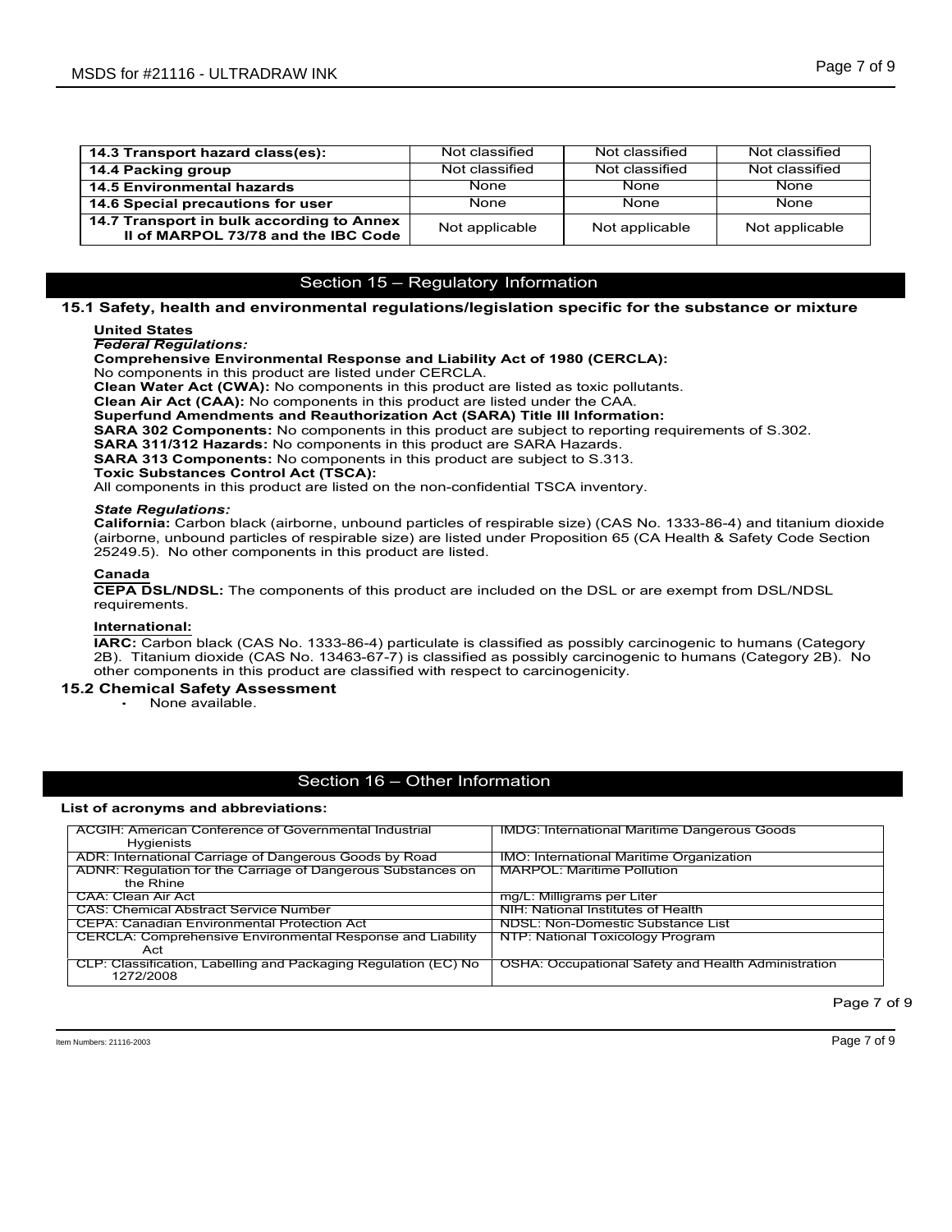| 14.3 Transport hazard class(es): | Not classified | Not classified | Not classified |
| --- | --- | --- | --- |
| 14.4 Packing group | Not classified | Not classified | Not classified |
| 14.5 Environmental hazards | None | None | None |
| 14.6 Special precautions for user | None | None | None |
| 14.7 Transport in bulk according to Annex II of MARPOL 73/78 and the IBC Code | Not applicable | Not applicable | Not applicable |

## Section 15 – Regulatory Information

### 15.1 Safety, health and environmental regulations/legislation specific for the substance or mixture

**United States**

***Federal Regulations:***

**Comprehensive Environmental Response and Liability Act of 1980 (CERCLA):**
No components in this product are listed under CERCLA.
**Clean Water Act (CWA):** No components in this product are listed as toxic pollutants.
**Clean Air Act (CAA):** No components in this product are listed under the CAA.
**Superfund Amendments and Reauthorization Act (SARA) Title III Information:**
**SARA 302 Components:** No components in this product are subject to reporting requirements of S.302.
**SARA 311/312 Hazards:** No components in this product are SARA Hazards.
**SARA 313 Components:** No components in this product are subject to S.313.
**Toxic Substances Control Act (TSCA):**
All components in this product are listed on the non-confidential TSCA inventory.

***State Regulations:***

**California:** Carbon black (airborne, unbound particles of respirable size) (CAS No. 1333-86-4) and titanium dioxide (airborne, unbound particles of respirable size) are listed under Proposition 65 (CA Health & Safety Code Section 25249.5). No other components in this product are listed.

**Canada**

**CEPA DSL/NDSL:** The components of this product are included on the DSL or are exempt from DSL/NDSL requirements.

**International:**

**IARC:** Carbon black (CAS No. 1333-86-4) particulate is classified as possibly carcinogenic to humans (Category 2B). Titanium dioxide (CAS No. 13463-67-7) is classified as possibly carcinogenic to humans (Category 2B). No other components in this product are classified with respect to carcinogenicity.

### 15.2 Chemical Safety Assessment

- None available.

## Section 16 – Other Information

**List of acronyms and abbreviations:**

| | |
| --- | --- |
| ACGIH: American Conference of Governmental Industrial Hygienists | IMDG: International Maritime Dangerous Goods |
| ADR: International Carriage of Dangerous Goods by Road | IMO: International Maritime Organization |
| ADNR: Regulation for the Carriage of Dangerous Substances on the Rhine | MARPOL: Maritime Pollution |
| CAA: Clean Air Act | mg/L: Milligrams per Liter |
| CAS: Chemical Abstract Service Number | NIH: National Institutes of Health |
| CEPA: Canadian Environmental Protection Act | NDSL: Non-Domestic Substance List |
| CERCLA: Comprehensive Environmental Response and Liability Act | NTP: National Toxicology Program |
| CLP: Classification, Labelling and Packaging Regulation (EC) No 1272/2008 | OSHA: Occupational Safety and Health Administration |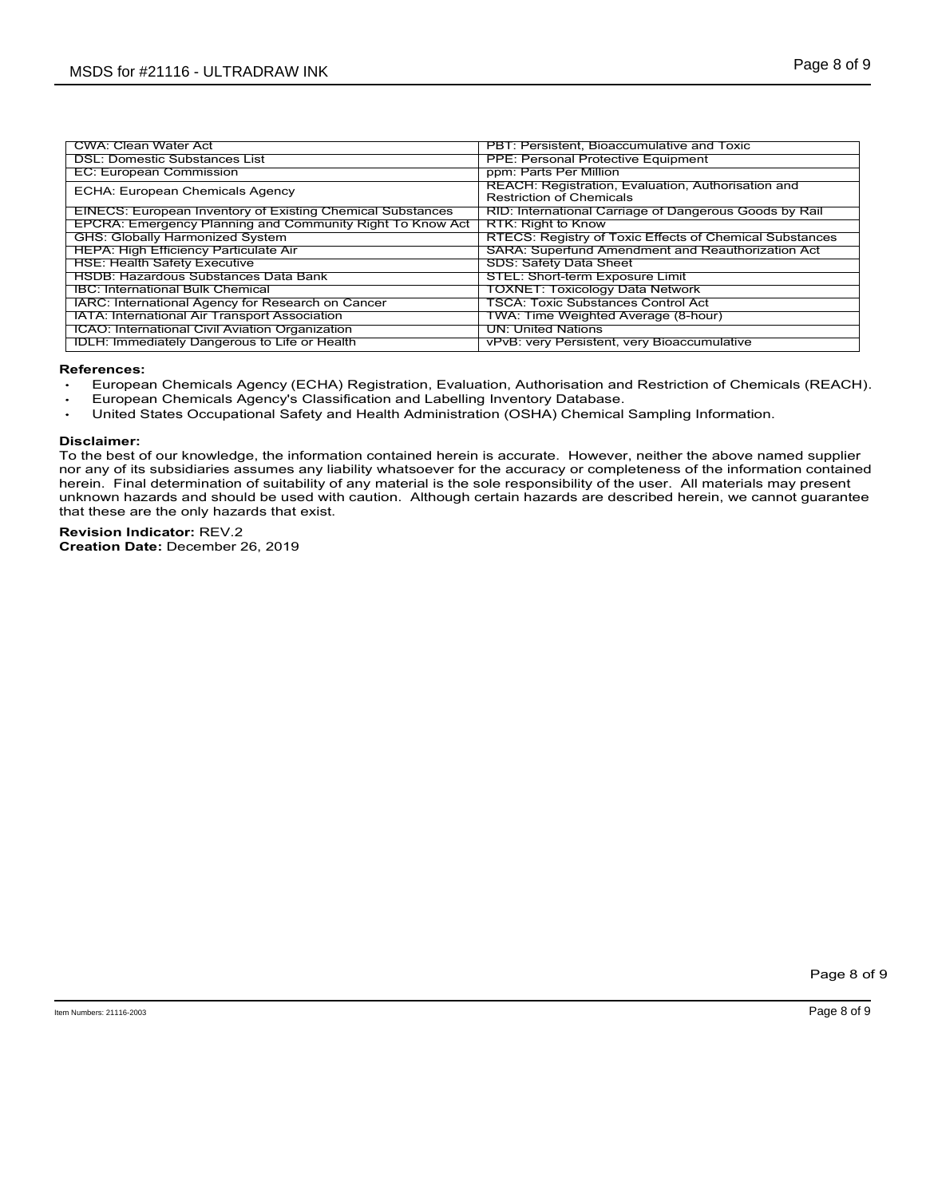| | |
|---|---|
| CWA: Clean Water Act | PBT: Persistent, Bioaccumulative and Toxic |
| DSL: Domestic Substances List | PPE: Personal Protective Equipment |
| EC: European Commission | ppm: Parts Per Million |
| ECHA: European Chemicals Agency | REACH: Registration, Evaluation, Authorisation and Restriction of Chemicals |
| EINECS: European Inventory of Existing Chemical Substances | RID: International Carriage of Dangerous Goods by Rail |
| EPCRA: Emergency Planning and Community Right To Know Act | RTK: Right to Know |
| GHS: Globally Harmonized System | RTECS: Registry of Toxic Effects of Chemical Substances |
| HEPA: High Efficiency Particulate Air | SARA: Superfund Amendment and Reauthorization Act |
| HSE: Health Safety Executive | SDS: Safety Data Sheet |
| HSDB: Hazardous Substances Data Bank | STEL: Short-term Exposure Limit |
| IBC: International Bulk Chemical | TOXNET: Toxicology Data Network |
| IARC: International Agency for Research on Cancer | TSCA: Toxic Substances Control Act |
| IATA: International Air Transport Association | TWA: Time Weighted Average (8-hour) |
| ICAO: International Civil Aviation Organization | UN: United Nations |
| IDLH: Immediately Dangerous to Life or Health | vPvB: very Persistent, very Bioaccumulative |

**References:**

- European Chemicals Agency (ECHA) Registration, Evaluation, Authorisation and Restriction of Chemicals (REACH).
- European Chemicals Agency's Classification and Labelling Inventory Database.
- United States Occupational Safety and Health Administration (OSHA) Chemical Sampling Information.

**Disclaimer:**
To the best of our knowledge, the information contained herein is accurate. However, neither the above named supplier nor any of its subsidiaries assumes any liability whatsoever for the accuracy or completeness of the information contained herein. Final determination of suitability of any material is the sole responsibility of the user. All materials may present unknown hazards and should be used with caution. Although certain hazards are described herein, we cannot guarantee that these are the only hazards that exist.

**Revision Indicator:** REV.2
**Creation Date:** December 26, 2019

Item Numbers: 21116-2003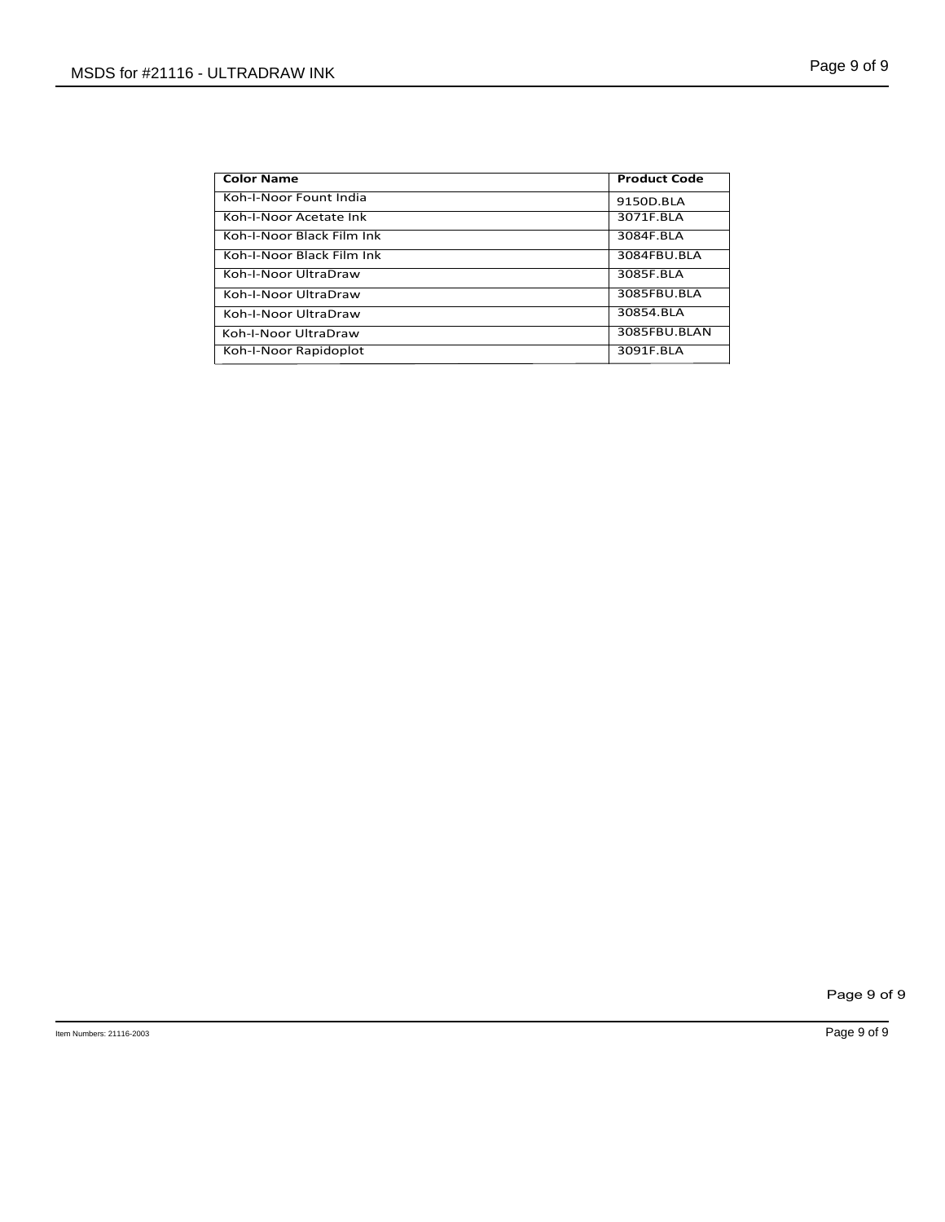| Color Name | Product Code |
| --- | --- |
| Koh-I-Noor Fount India | 9150D.BLA |
| Koh-I-Noor Acetate Ink | 3071F.BLA |
| Koh-I-Noor Black Film Ink | 3084F.BLA |
| Koh-I-Noor Black Film Ink | 3084FBU.BLA |
| Koh-I-Noor UltraDraw | 3085F.BLA |
| Koh-I-Noor UltraDraw | 3085FBU.BLA |
| Koh-I-Noor UltraDraw | 30854.BLA |
| Koh-I-Noor UltraDraw | 3085FBU.BLAN |
| Koh-I-Noor Rapidoplot | 3091F.BLA |

Item Numbers: 21116-2003